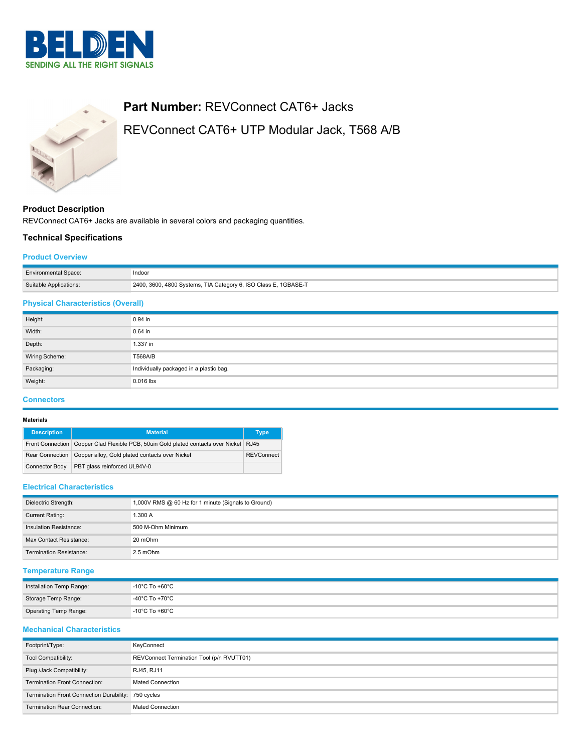**Part Number:** REVConnect CAT6+ Jacks

REVConnect CAT6+ UTP Modular Jack, T568 A/B

## Product Description

REVConnect CAT6+ Jacks are available in several colors and packaging quantities.

## Technical Specifications

### Product Overview

| | |
|---|---|
| Environmental Space: | Indoor |
| Suitable Applications: | 2400, 3600, 4800 Systems, TIA Category 6, ISO Class E, 1GBASE-T |

### Physical Characteristics (Overall)

| | |
|---|---|
| Height: | 0.94 in |
| Width: | 0.64 in |
| Depth: | 1.337 in |
| Wiring Scheme: | T568A/B |
| Packaging: | Individually packaged in a plastic bag. |
| Weight: | 0.016 lbs |

### Connectors

**Materials**

| Description | Material | Type |
|---|---|---|
| Front Connection | Copper Clad Flexible PCB, 50uin Gold plated contacts over Nickel | RJ45 |
| Rear Connection | Copper alloy, Gold plated contacts over Nickel | REVConnect |
| Connector Body | PBT glass reinforced UL94V-0 | |

### Electrical Characteristics

| | |
|---|---|
| Dielectric Strength: | 1,000V RMS @ 60 Hz for 1 minute (Signals to Ground) |
| Current Rating: | 1.300 A |
| Insulation Resistance: | 500 M-Ohm Minimum |
| Max Contact Resistance: | 20 mOhm |
| Termination Resistance: | 2.5 mOhm |

### Temperature Range

| | |
|---|---|
| Installation Temp Range: | -10°C To +60°C |
| Storage Temp Range: | -40°C To +70°C |
| Operating Temp Range: | -10°C To +60°C |

### Mechanical Characteristics

| | |
|---|---|
| Footprint/Type: | KeyConnect |
| Tool Compatibility: | REVConnect Termination Tool (p/n RVUTT01) |
| Plug /Jack Compatibility: | RJ45, RJ11 |
| Termination Front Connection: | Mated Connection |
| Termination Front Connection Durability: | 750 cycles |
| Termination Rear Connection: | Mated Connection |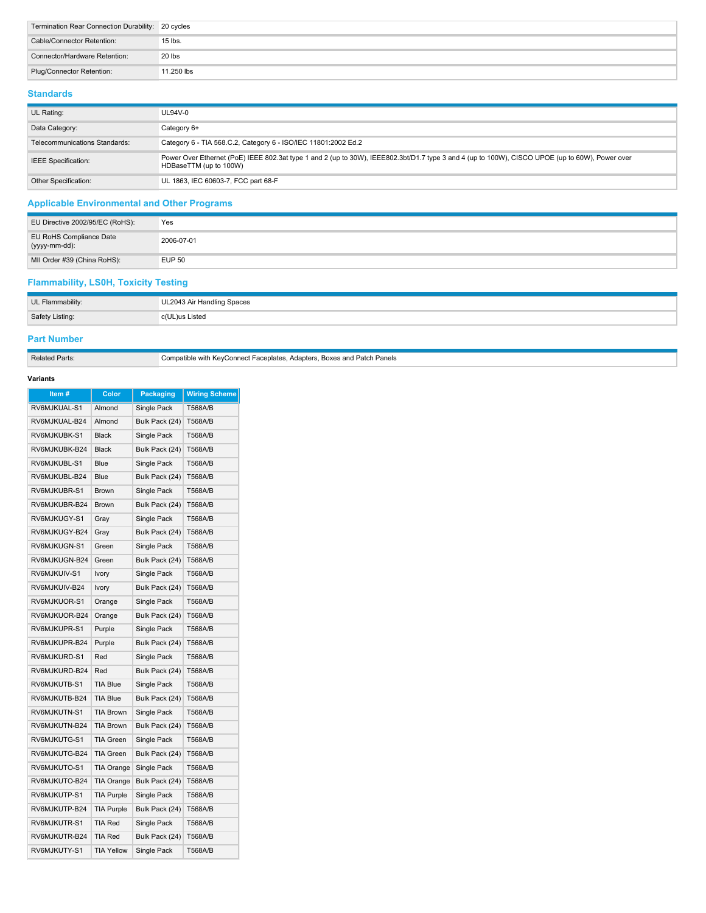| | |
|---|---|
| Termination Rear Connection Durability: | 20 cycles |
| Cable/Connector Retention: | 15 lbs. |
| Connector/Hardware Retention: | 20 lbs |
| Plug/Connector Retention: | 11.250 lbs |

## Standards

| | |
|---|---|
| UL Rating: | UL94V-0 |
| Data Category: | Category 6+ |
| Telecommunications Standards: | Category 6 - TIA 568.C.2, Category 6 - ISO/IEC 11801:2002 Ed.2 |
| IEEE Specification: | Power Over Ethernet (PoE) IEEE 802.3at type 1 and 2 (up to 30W), IEEE802.3bt/D1.7 type 3 and 4 (up to 100W), CISCO UPOE (up to 60W), Power over HDBaseTTM (up to 100W) |
| Other Specification: | UL 1863, IEC 60603-7, FCC part 68-F |

## Applicable Environmental and Other Programs

| | |
|---|---|
| EU Directive 2002/95/EC (RoHS): | Yes |
| EU RoHS Compliance Date (yyyy-mm-dd): | 2006-07-01 |
| MII Order #39 (China RoHS): | EUP 50 |

## Flammability, LS0H, Toxicity Testing

| | |
|---|---|
| UL Flammability: | UL2043 Air Handling Spaces |
| Safety Listing: | c(UL)us Listed |

## Part Number

| | |
|---|---|
| Related Parts: | Compatible with KeyConnect Faceplates, Adapters, Boxes and Patch Panels |

**Variants**

| Item # | Color | Packaging | Wiring Scheme |
|---|---|---|---|
| RV6MJKUAL-S1 | Almond | Single Pack | T568A/B |
| RV6MJKUAL-B24 | Almond | Bulk Pack (24) | T568A/B |
| RV6MJKUBK-S1 | Black | Single Pack | T568A/B |
| RV6MJKUBK-B24 | Black | Bulk Pack (24) | T568A/B |
| RV6MJKUBL-S1 | Blue | Single Pack | T568A/B |
| RV6MJKUBL-B24 | Blue | Bulk Pack (24) | T568A/B |
| RV6MJKUBR-S1 | Brown | Single Pack | T568A/B |
| RV6MJKUBR-B24 | Brown | Bulk Pack (24) | T568A/B |
| RV6MJKUGY-S1 | Gray | Single Pack | T568A/B |
| RV6MJKUGY-B24 | Gray | Bulk Pack (24) | T568A/B |
| RV6MJKUGN-S1 | Green | Single Pack | T568A/B |
| RV6MJKUGN-B24 | Green | Bulk Pack (24) | T568A/B |
| RV6MJKUIV-S1 | Ivory | Single Pack | T568A/B |
| RV6MJKUIV-B24 | Ivory | Bulk Pack (24) | T568A/B |
| RV6MJKUOR-S1 | Orange | Single Pack | T568A/B |
| RV6MJKUOR-B24 | Orange | Bulk Pack (24) | T568A/B |
| RV6MJKUPR-S1 | Purple | Single Pack | T568A/B |
| RV6MJKUPR-B24 | Purple | Bulk Pack (24) | T568A/B |
| RV6MJKURD-S1 | Red | Single Pack | T568A/B |
| RV6MJKURD-B24 | Red | Bulk Pack (24) | T568A/B |
| RV6MJKUTB-S1 | TIA Blue | Single Pack | T568A/B |
| RV6MJKUTB-B24 | TIA Blue | Bulk Pack (24) | T568A/B |
| RV6MJKUTN-S1 | TIA Brown | Single Pack | T568A/B |
| RV6MJKUTN-B24 | TIA Brown | Bulk Pack (24) | T568A/B |
| RV6MJKUTG-S1 | TIA Green | Single Pack | T568A/B |
| RV6MJKUTG-B24 | TIA Green | Bulk Pack (24) | T568A/B |
| RV6MJKUTO-S1 | TIA Orange | Single Pack | T568A/B |
| RV6MJKUTO-B24 | TIA Orange | Bulk Pack (24) | T568A/B |
| RV6MJKUTP-S1 | TIA Purple | Single Pack | T568A/B |
| RV6MJKUTP-B24 | TIA Purple | Bulk Pack (24) | T568A/B |
| RV6MJKUTR-S1 | TIA Red | Single Pack | T568A/B |
| RV6MJKUTR-B24 | TIA Red | Bulk Pack (24) | T568A/B |
| RV6MJKUTY-S1 | TIA Yellow | Single Pack | T568A/B |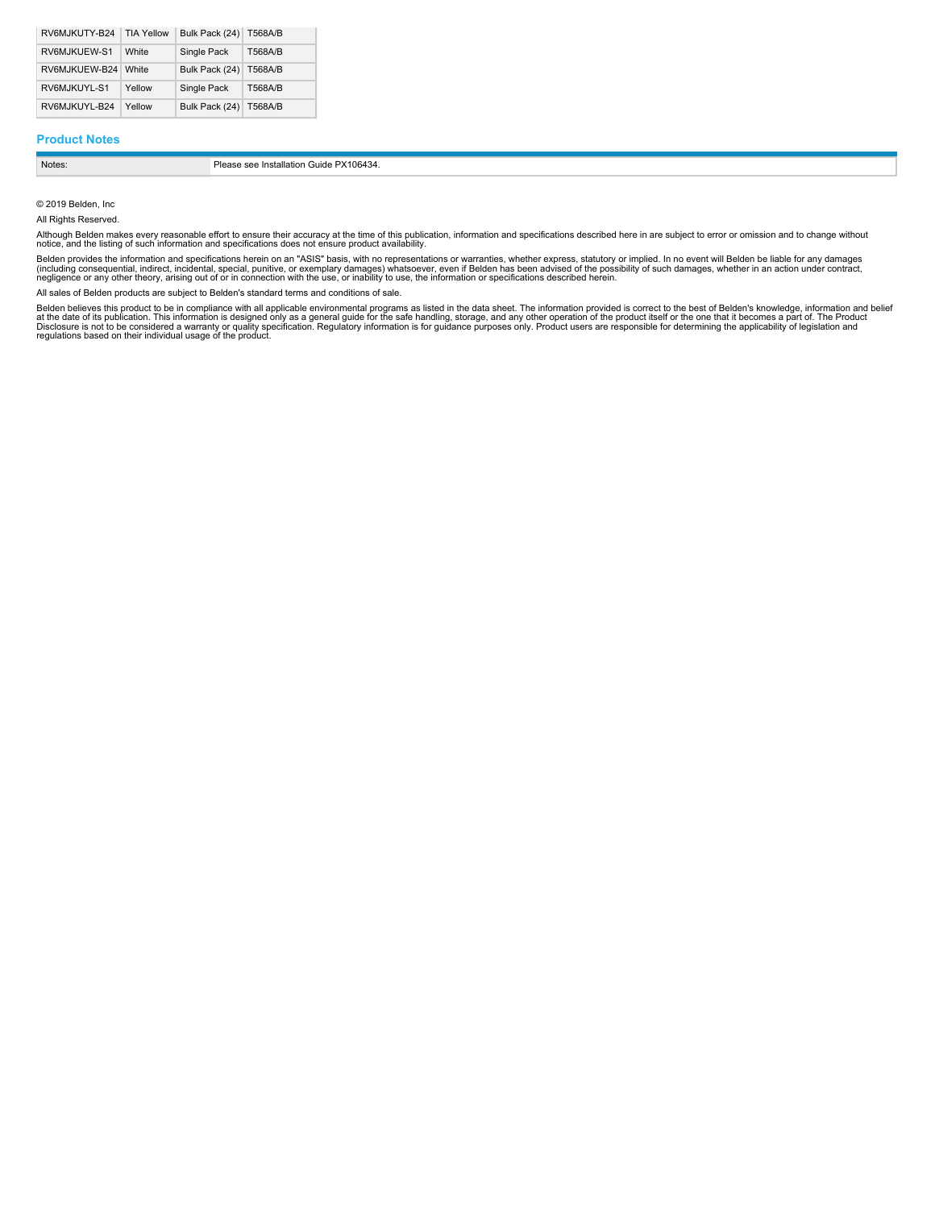| | | | |
|---|---|---|---|
| RV6MJKUTY-B24 | TIA Yellow | Bulk Pack (24) | T568A/B |
| RV6MJKUEW-S1 | White | Single Pack | T568A/B |
| RV6MJKUEW-B24 | White | Bulk Pack (24) | T568A/B |
| RV6MJKUYL-S1 | Yellow | Single Pack | T568A/B |
| RV6MJKUYL-B24 | Yellow | Bulk Pack (24) | T568A/B |

## Product Notes

| | |
|---|---|
| Notes: | Please see Installation Guide PX106434. |

© 2019 Belden, Inc

All Rights Reserved.

Although Belden makes every reasonable effort to ensure their accuracy at the time of this publication, information and specifications described here in are subject to error or omission and to change without notice, and the listing of such information and specifications does not ensure product availability.

Belden provides the information and specifications herein on an "ASIS" basis, with no representations or warranties, whether express, statutory or implied. In no event will Belden be liable for any damages (including consequential, indirect, incidental, special, punitive, or exemplary damages) whatsoever, even if Belden has been advised of the possibility of such damages, whether in an action under contract, negligence or any other theory, arising out of or in connection with the use, or inability to use, the information or specifications described herein.

All sales of Belden products are subject to Belden's standard terms and conditions of sale.

Belden believes this product to be in compliance with all applicable environmental programs as listed in the data sheet. The information provided is correct to the best of Belden's knowledge, information and belief at the date of its publication. This information is designed only as a general guide for the safe handling, storage, and any other operation of the product itself or the one that it becomes a part of. The Product Disclosure is not to be considered a warranty or quality specification. Regulatory information is for guidance purposes only. Product users are responsible for determining the applicability of legislation and regulations based on their individual usage of the product.